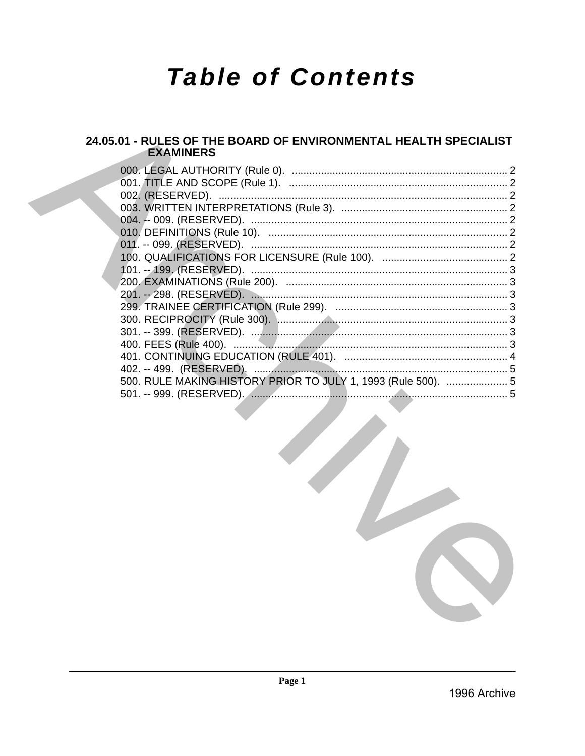# Table of Contents

## 24.05.01 - RULES OF THE BOARD OF ENVIRONMENTAL HEALTH SPECIALIST EXAMINERS

000. LEGAL AUTHORITY (Rule 0). .......... 2
001. TITLE AND SCOPE (Rule 1). .......... 2
002. (RESERVED). .......... 2
003. WRITTEN INTERPRETATIONS (Rule 3). .......... 2
004. -- 009. (RESERVED). .......... 2
010. DEFINITIONS (Rule 10). .......... 2
011. -- 099. (RESERVED). .......... 2
100. QUALIFICATIONS FOR LICENSURE (Rule 100). .......... 2
101. -- 199. (RESERVED). .......... 3
200. EXAMINATIONS (Rule 200). .......... 3
201. -- 298. (RESERVED). .......... 3
299. TRAINEE CERTIFICATION (Rule 299). .......... 3
300. RECIPROCITY (Rule 300). .......... 3
301. -- 399. (RESERVED). .......... 3
400. FEES (Rule 400). .......... 3
401. CONTINUING EDUCATION (RULE 401). .......... 4
402. -- 499. (RESERVED). .......... 5
500. RULE MAKING HISTORY PRIOR TO JULY 1, 1993 (Rule 500). .......... 5
501. -- 999. (RESERVED). .......... 5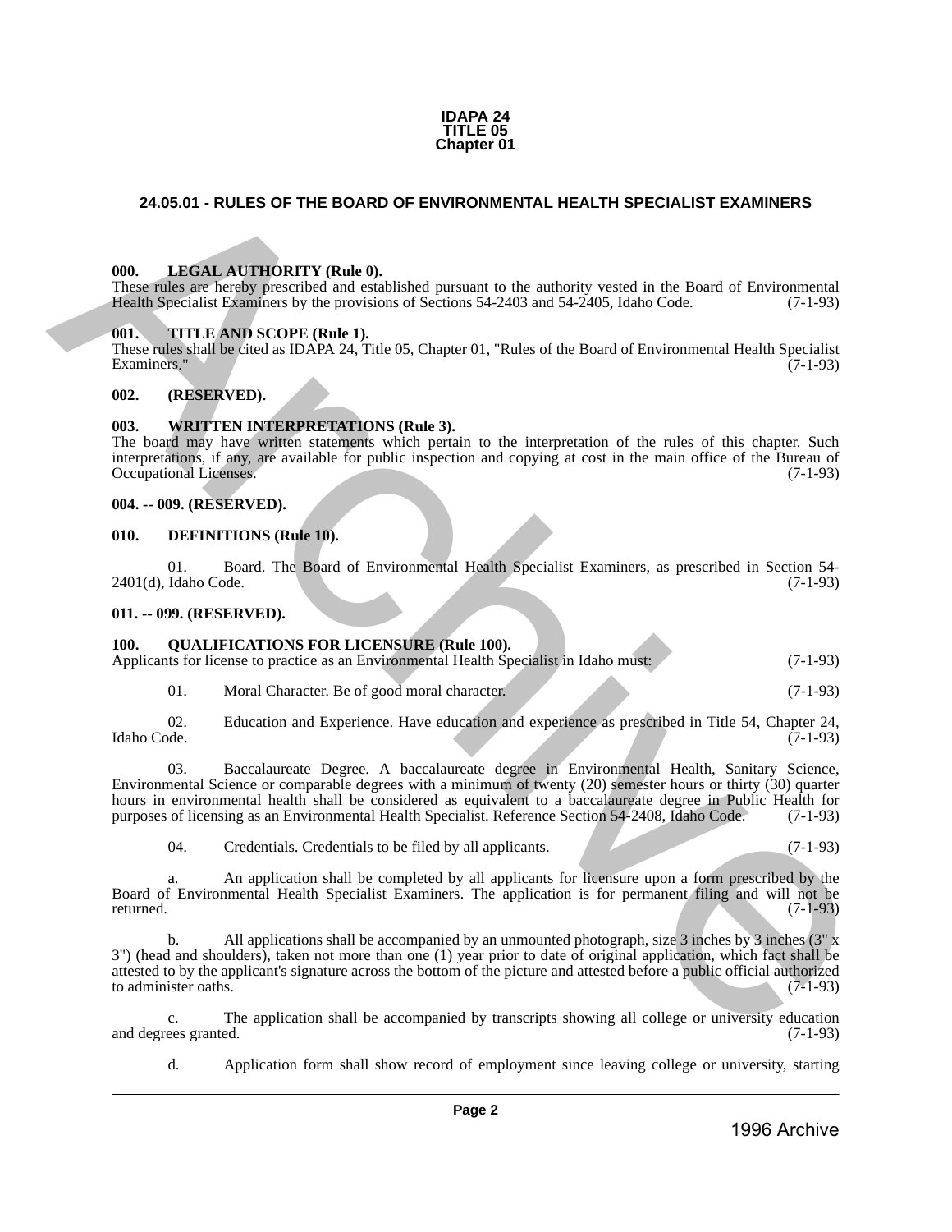# IDAPA 24
# TITLE 05
# Chapter 01

## 24.05.01 - RULES OF THE BOARD OF ENVIRONMENTAL HEALTH SPECIALIST EXAMINERS

### 000. LEGAL AUTHORITY (Rule 0).

These rules are hereby prescribed and established pursuant to the authority vested in the Board of Environmental Health Specialist Examiners by the provisions of Sections 54-2403 and 54-2405, Idaho Code. (7-1-93)

### 001. TITLE AND SCOPE (Rule 1).

These rules shall be cited as IDAPA 24, Title 05, Chapter 01, "Rules of the Board of Environmental Health Specialist Examiners." (7-1-93)

### 002. (RESERVED).

### 003. WRITTEN INTERPRETATIONS (Rule 3).

The board may have written statements which pertain to the interpretation of the rules of this chapter. Such interpretations, if any, are available for public inspection and copying at cost in the main office of the Bureau of Occupational Licenses. (7-1-93)

### 004. -- 009. (RESERVED).

### 010. DEFINITIONS (Rule 10).

01. Board. The Board of Environmental Health Specialist Examiners, as prescribed in Section 54-2401(d), Idaho Code. (7-1-93)

### 011. -- 099. (RESERVED).

### 100. QUALIFICATIONS FOR LICENSURE (Rule 100).

Applicants for license to practice as an Environmental Health Specialist in Idaho must: (7-1-93)

01. Moral Character. Be of good moral character. (7-1-93)

02. Education and Experience. Have education and experience as prescribed in Title 54, Chapter 24, Idaho Code. (7-1-93)

03. Baccalaureate Degree. A baccalaureate degree in Environmental Health, Sanitary Science, Environmental Science or comparable degrees with a minimum of twenty (20) semester hours or thirty (30) quarter hours in environmental health shall be considered as equivalent to a baccalaureate degree in Public Health for purposes of licensing as an Environmental Health Specialist. Reference Section 54-2408, Idaho Code. (7-1-93)

04. Credentials. Credentials to be filed by all applicants. (7-1-93)

a. An application shall be completed by all applicants for licensure upon a form prescribed by the Board of Environmental Health Specialist Examiners. The application is for permanent filing and will not be returned. (7-1-93)

b. All applications shall be accompanied by an unmounted photograph, size 3 inches by 3 inches (3" x 3") (head and shoulders), taken not more than one (1) year prior to date of original application, which fact shall be attested to by the applicant's signature across the bottom of the picture and attested before a public official authorized to administer oaths. (7-1-93)

c. The application shall be accompanied by transcripts showing all college or university education and degrees granted. (7-1-93)

d. Application form shall show record of employment since leaving college or university, starting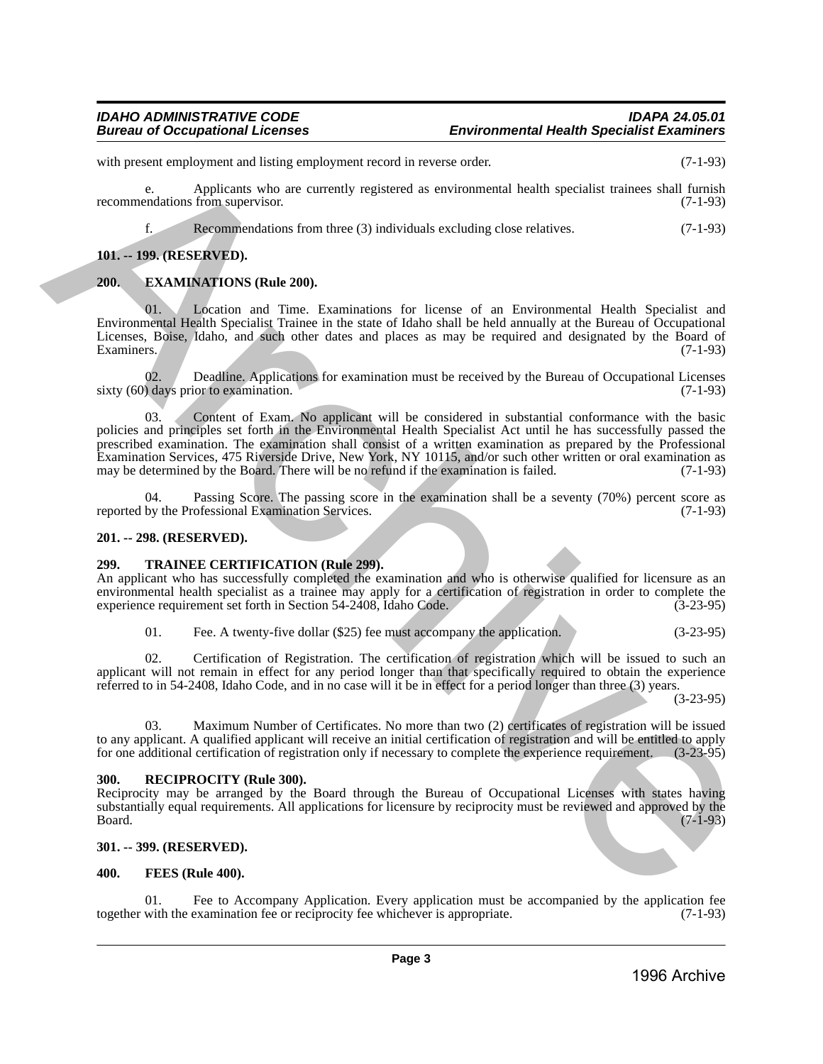with present employment and listing employment record in reverse order. (7-1-93)

e. Applicants who are currently registered as environmental health specialist trainees shall furnish recommendations from supervisor. (7-1-93)

f. Recommendations from three (3) individuals excluding close relatives. (7-1-93)

**101. -- 199. (RESERVED).**

**200. EXAMINATIONS (Rule 200).**

01. Location and Time. Examinations for license of an Environmental Health Specialist and Environmental Health Specialist Trainee in the state of Idaho shall be held annually at the Bureau of Occupational Licenses, Boise, Idaho, and such other dates and places as may be required and designated by the Board of Examiners. (7-1-93)

02. Deadline. Applications for examination must be received by the Bureau of Occupational Licenses sixty (60) days prior to examination. (7-1-93)

03. Content of Exam. No applicant will be considered in substantial conformance with the basic policies and principles set forth in the Environmental Health Specialist Act until he has successfully passed the prescribed examination. The examination shall consist of a written examination as prepared by the Professional Examination Services, 475 Riverside Drive, New York, NY 10115, and/or such other written or oral examination as may be determined by the Board. There will be no refund if the examination is failed. (7-1-93)

04. Passing Score. The passing score in the examination shall be a seventy (70%) percent score as reported by the Professional Examination Services. (7-1-93)

**201. -- 298. (RESERVED).**

**299. TRAINEE CERTIFICATION (Rule 299).**

An applicant who has successfully completed the examination and who is otherwise qualified for licensure as an environmental health specialist as a trainee may apply for a certification of registration in order to complete the experience requirement set forth in Section 54-2408, Idaho Code. (3-23-95)

01. Fee. A twenty-five dollar ($25) fee must accompany the application. (3-23-95)

02. Certification of Registration. The certification of registration which will be issued to such an applicant will not remain in effect for any period longer than that specifically required to obtain the experience referred to in 54-2408, Idaho Code, and in no case will it be in effect for a period longer than three (3) years. (3-23-95)

03. Maximum Number of Certificates. No more than two (2) certificates of registration will be issued to any applicant. A qualified applicant will receive an initial certification of registration and will be entitled to apply for one additional certification of registration only if necessary to complete the experience requirement. (3-23-95)

**300. RECIPROCITY (Rule 300).**

Reciprocity may be arranged by the Board through the Bureau of Occupational Licenses with states having substantially equal requirements. All applications for licensure by reciprocity must be reviewed and approved by the Board. (7-1-93)

**301. -- 399. (RESERVED).**

**400. FEES (Rule 400).**

01. Fee to Accompany Application. Every application must be accompanied by the application fee together with the examination fee or reciprocity fee whichever is appropriate. (7-1-93)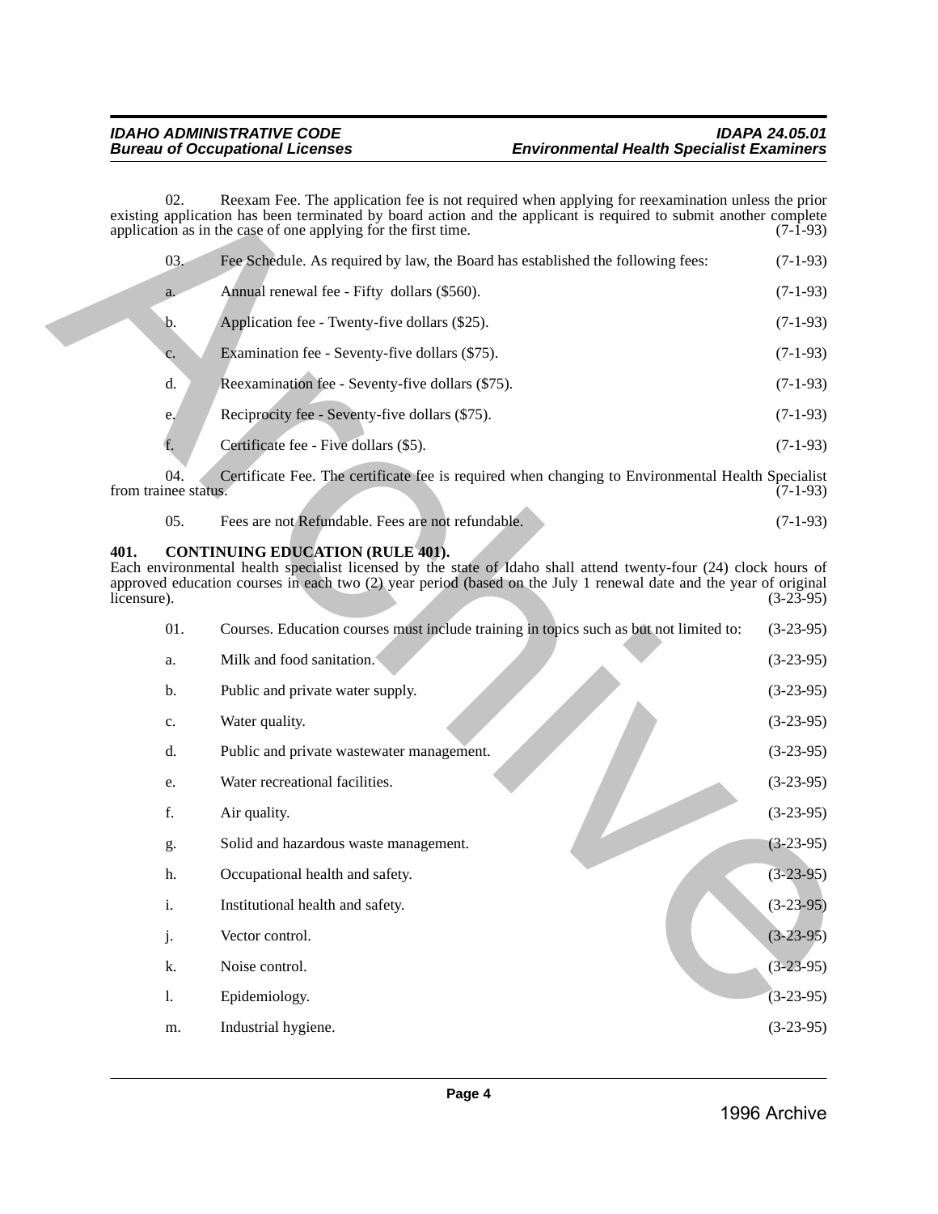02. Reexam Fee. The application fee is not required when applying for reexamination unless the prior existing application has been terminated by board action and the applicant is required to submit another complete application as in the case of one applying for the first time. (7-1-93)

03. Fee Schedule. As required by law, the Board has established the following fees: (7-1-93)

a. Annual renewal fee - Fifty dollars ($560). (7-1-93)

b. Application fee - Twenty-five dollars ($25). (7-1-93)

c. Examination fee - Seventy-five dollars ($75). (7-1-93)

d. Reexamination fee - Seventy-five dollars ($75). (7-1-93)

e. Reciprocity fee - Seventy-five dollars ($75). (7-1-93)

f. Certificate fee - Five dollars ($5). (7-1-93)

04. Certificate Fee. The certificate fee is required when changing to Environmental Health Specialist from trainee status. (7-1-93)

05. Fees are not Refundable. Fees are not refundable. (7-1-93)

### 401. CONTINUING EDUCATION (RULE 401).

Each environmental health specialist licensed by the state of Idaho shall attend twenty-four (24) clock hours of approved education courses in each two (2) year period (based on the July 1 renewal date and the year of original licensure). (3-23-95)

01. Courses. Education courses must include training in topics such as but not limited to: (3-23-95)

a. Milk and food sanitation. (3-23-95)

b. Public and private water supply. (3-23-95)

c. Water quality. (3-23-95)

d. Public and private wastewater management. (3-23-95)

e. Water recreational facilities. (3-23-95)

f. Air quality. (3-23-95)

g. Solid and hazardous waste management. (3-23-95)

h. Occupational health and safety. (3-23-95)

i. Institutional health and safety. (3-23-95)

j. Vector control. (3-23-95)

k. Noise control. (3-23-95)

l. Epidemiology. (3-23-95)

m. Industrial hygiene. (3-23-95)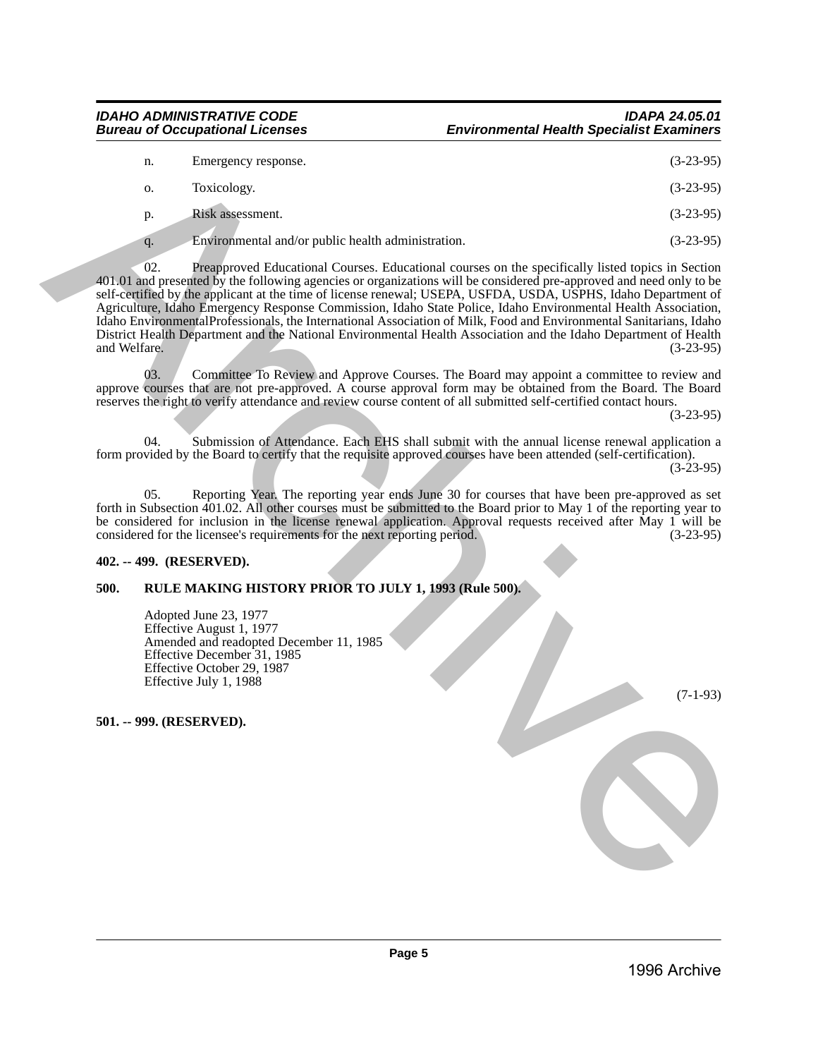n. Emergency response. (3-23-95)

o. Toxicology. (3-23-95)

p. Risk assessment. (3-23-95)

q. Environmental and/or public health administration. (3-23-95)

02. Preapproved Educational Courses. Educational courses on the specifically listed topics in Section 401.01 and presented by the following agencies or organizations will be considered pre-approved and need only to be self-certified by the applicant at the time of license renewal; USEPA, USFDA, USDA, USPHS, Idaho Department of Agriculture, Idaho Emergency Response Commission, Idaho State Police, Idaho Environmental Health Association, Idaho EnvironmentalProfessionals, the International Association of Milk, Food and Environmental Sanitarians, Idaho District Health Department and the National Environmental Health Association and the Idaho Department of Health and Welfare. (3-23-95)

03. Committee To Review and Approve Courses. The Board may appoint a committee to review and approve courses that are not pre-approved. A course approval form may be obtained from the Board. The Board reserves the right to verify attendance and review course content of all submitted self-certified contact hours. (3-23-95)

04. Submission of Attendance. Each EHS shall submit with the annual license renewal application a form provided by the Board to certify that the requisite approved courses have been attended (self-certification). (3-23-95)

05. Reporting Year. The reporting year ends June 30 for courses that have been pre-approved as set forth in Subsection 401.02. All other courses must be submitted to the Board prior to May 1 of the reporting year to be considered for inclusion in the license renewal application. Approval requests received after May 1 will be considered for the licensee's requirements for the next reporting period. (3-23-95)

**402. -- 499. (RESERVED).**

**500. RULE MAKING HISTORY PRIOR TO JULY 1, 1993 (Rule 500).**

Adopted June 23, 1977
Effective August 1, 1977
Amended and readopted December 11, 1985
Effective December 31, 1985
Effective October 29, 1987
Effective July 1, 1988

(7-1-93)

**501. -- 999. (RESERVED).**